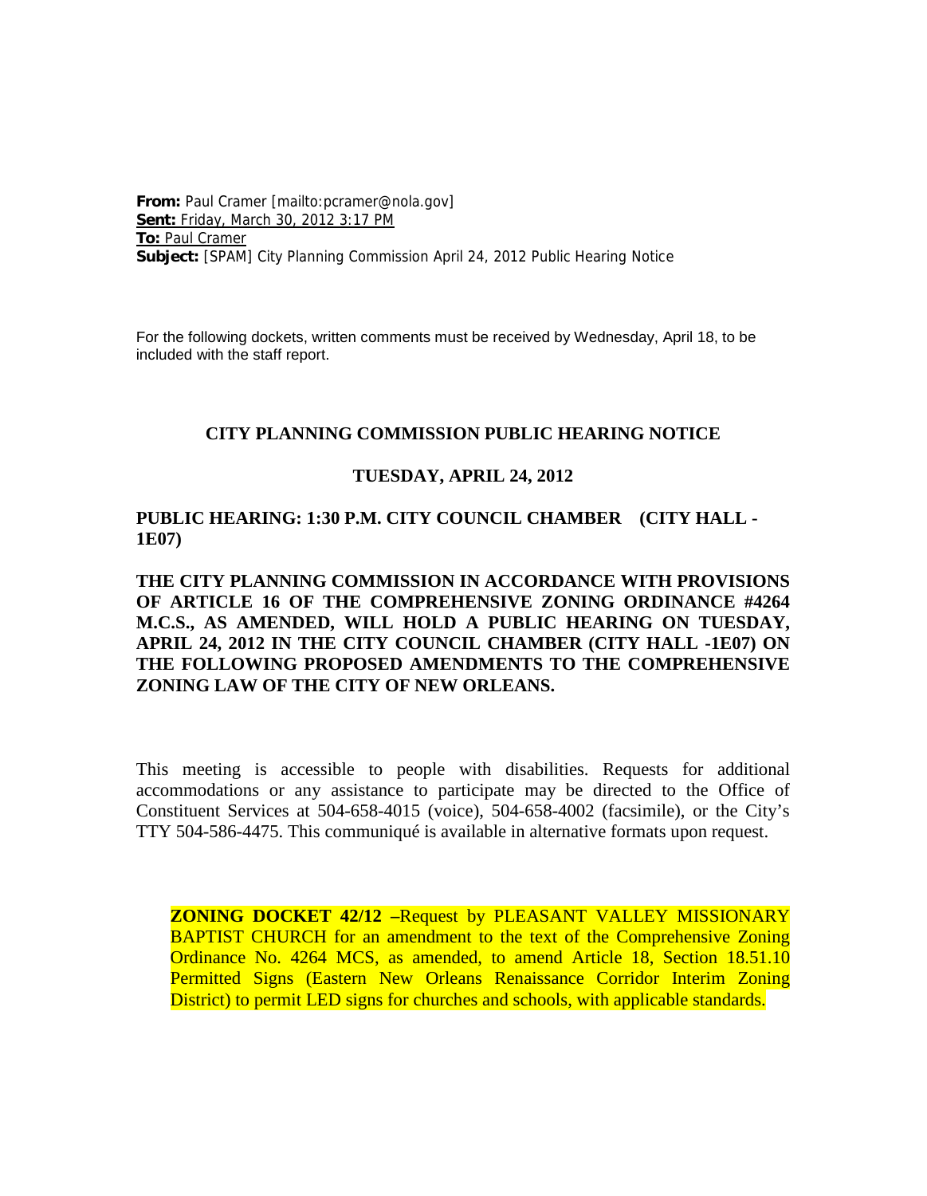**From:** Paul Cramer [mailto:pcramer@nola.gov]
**Sent:** Friday, March 30, 2012 3:17 PM
**To:** Paul Cramer
**Subject:** [SPAM] City Planning Commission April 24, 2012 Public Hearing Notice

For the following dockets, written comments must be received by Wednesday, April 18, to be included with the staff report.

**CITY PLANNING COMMISSION PUBLIC HEARING NOTICE**

**TUESDAY, APRIL 24, 2012**

**PUBLIC HEARING: 1:30 P.M. CITY COUNCIL CHAMBER (CITY HALL - 1E07)**

**THE CITY PLANNING COMMISSION IN ACCORDANCE WITH PROVISIONS OF ARTICLE 16 OF THE COMPREHENSIVE ZONING ORDINANCE #4264 M.C.S., AS AMENDED, WILL HOLD A PUBLIC HEARING ON TUESDAY, APRIL 24, 2012 IN THE CITY COUNCIL CHAMBER (CITY HALL -1E07) ON THE FOLLOWING PROPOSED AMENDMENTS TO THE COMPREHENSIVE ZONING LAW OF THE CITY OF NEW ORLEANS.**

This meeting is accessible to people with disabilities. Requests for additional accommodations or any assistance to participate may be directed to the Office of Constituent Services at 504-658-4015 (voice), 504-658-4002 (facsimile), or the City's TTY 504-586-4475. This communiqué is available in alternative formats upon request.

**ZONING DOCKET 42/12 –**Request by PLEASANT VALLEY MISSIONARY BAPTIST CHURCH for an amendment to the text of the Comprehensive Zoning Ordinance No. 4264 MCS, as amended, to amend Article 18, Section 18.51.10 Permitted Signs (Eastern New Orleans Renaissance Corridor Interim Zoning District) to permit LED signs for churches and schools, with applicable standards.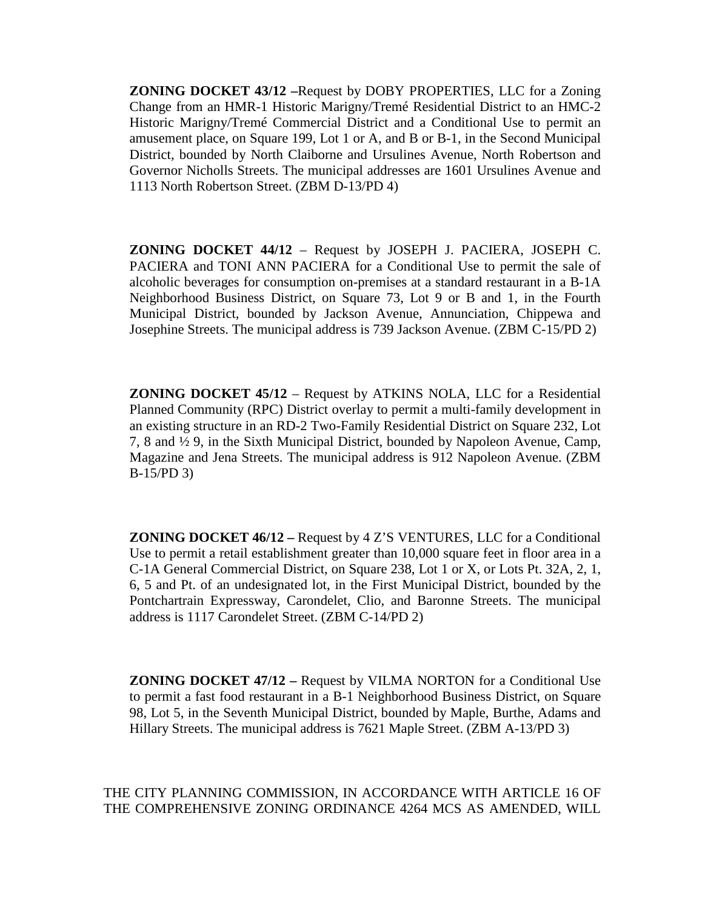**ZONING DOCKET 43/12 –**Request by DOBY PROPERTIES, LLC for a Zoning Change from an HMR-1 Historic Marigny/Tremé Residential District to an HMC-2 Historic Marigny/Tremé Commercial District and a Conditional Use to permit an amusement place, on Square 199, Lot 1 or A, and B or B-1, in the Second Municipal District, bounded by North Claiborne and Ursulines Avenue, North Robertson and Governor Nicholls Streets. The municipal addresses are 1601 Ursulines Avenue and 1113 North Robertson Street. (ZBM D-13/PD 4)

**ZONING DOCKET 44/12** – Request by JOSEPH J. PACIERA, JOSEPH C. PACIERA and TONI ANN PACIERA for a Conditional Use to permit the sale of alcoholic beverages for consumption on-premises at a standard restaurant in a B-1A Neighborhood Business District, on Square 73, Lot 9 or B and 1, in the Fourth Municipal District, bounded by Jackson Avenue, Annunciation, Chippewa and Josephine Streets. The municipal address is 739 Jackson Avenue. (ZBM C-15/PD 2)

**ZONING DOCKET 45/12** – Request by ATKINS NOLA, LLC for a Residential Planned Community (RPC) District overlay to permit a multi-family development in an existing structure in an RD-2 Two-Family Residential District on Square 232, Lot 7, 8 and ½ 9, in the Sixth Municipal District, bounded by Napoleon Avenue, Camp, Magazine and Jena Streets. The municipal address is 912 Napoleon Avenue. (ZBM B-15/PD 3)

**ZONING DOCKET 46/12 –** Request by 4 Z'S VENTURES, LLC for a Conditional Use to permit a retail establishment greater than 10,000 square feet in floor area in a C-1A General Commercial District, on Square 238, Lot 1 or X, or Lots Pt. 32A, 2, 1, 6, 5 and Pt. of an undesignated lot, in the First Municipal District, bounded by the Pontchartrain Expressway, Carondelet, Clio, and Baronne Streets. The municipal address is 1117 Carondelet Street. (ZBM C-14/PD 2)

**ZONING DOCKET 47/12 –** Request by VILMA NORTON for a Conditional Use to permit a fast food restaurant in a B-1 Neighborhood Business District, on Square 98, Lot 5, in the Seventh Municipal District, bounded by Maple, Burthe, Adams and Hillary Streets. The municipal address is 7621 Maple Street. (ZBM A-13/PD 3)

THE CITY PLANNING COMMISSION, IN ACCORDANCE WITH ARTICLE 16 OF THE COMPREHENSIVE ZONING ORDINANCE 4264 MCS AS AMENDED, WILL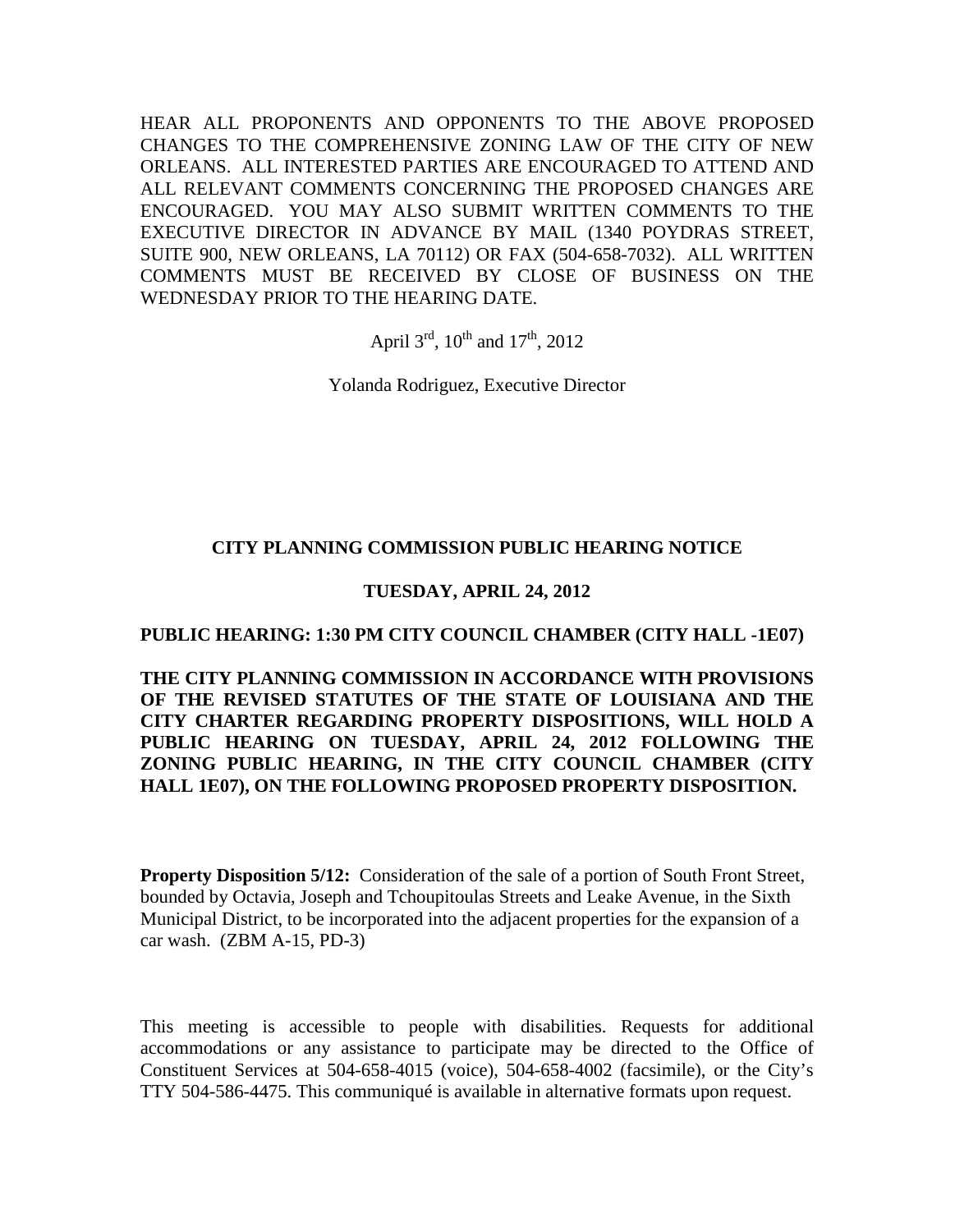HEAR ALL PROPONENTS AND OPPONENTS TO THE ABOVE PROPOSED CHANGES TO THE COMPREHENSIVE ZONING LAW OF THE CITY OF NEW ORLEANS. ALL INTERESTED PARTIES ARE ENCOURAGED TO ATTEND AND ALL RELEVANT COMMENTS CONCERNING THE PROPOSED CHANGES ARE ENCOURAGED. YOU MAY ALSO SUBMIT WRITTEN COMMENTS TO THE EXECUTIVE DIRECTOR IN ADVANCE BY MAIL (1340 POYDRAS STREET, SUITE 900, NEW ORLEANS, LA 70112) OR FAX (504-658-7032). ALL WRITTEN COMMENTS MUST BE RECEIVED BY CLOSE OF BUSINESS ON THE WEDNESDAY PRIOR TO THE HEARING DATE.

April 3rd, 10th and 17th, 2012

Yolanda Rodriguez, Executive Director

**CITY PLANNING COMMISSION PUBLIC HEARING NOTICE**

**TUESDAY, APRIL 24, 2012**

**PUBLIC HEARING: 1:30 PM CITY COUNCIL CHAMBER (CITY HALL -1E07)**

**THE CITY PLANNING COMMISSION IN ACCORDANCE WITH PROVISIONS OF THE REVISED STATUTES OF THE STATE OF LOUISIANA AND THE CITY CHARTER REGARDING PROPERTY DISPOSITIONS, WILL HOLD A PUBLIC HEARING ON TUESDAY, APRIL 24, 2012 FOLLOWING THE ZONING PUBLIC HEARING, IN THE CITY COUNCIL CHAMBER (CITY HALL 1E07), ON THE FOLLOWING PROPOSED PROPERTY DISPOSITION.**

**Property Disposition 5/12:** Consideration of the sale of a portion of South Front Street, bounded by Octavia, Joseph and Tchoupitoulas Streets and Leake Avenue, in the Sixth Municipal District, to be incorporated into the adjacent properties for the expansion of a car wash. (ZBM A-15, PD-3)

This meeting is accessible to people with disabilities. Requests for additional accommodations or any assistance to participate may be directed to the Office of Constituent Services at 504-658-4015 (voice), 504-658-4002 (facsimile), or the City's TTY 504-586-4475. This communiqué is available in alternative formats upon request.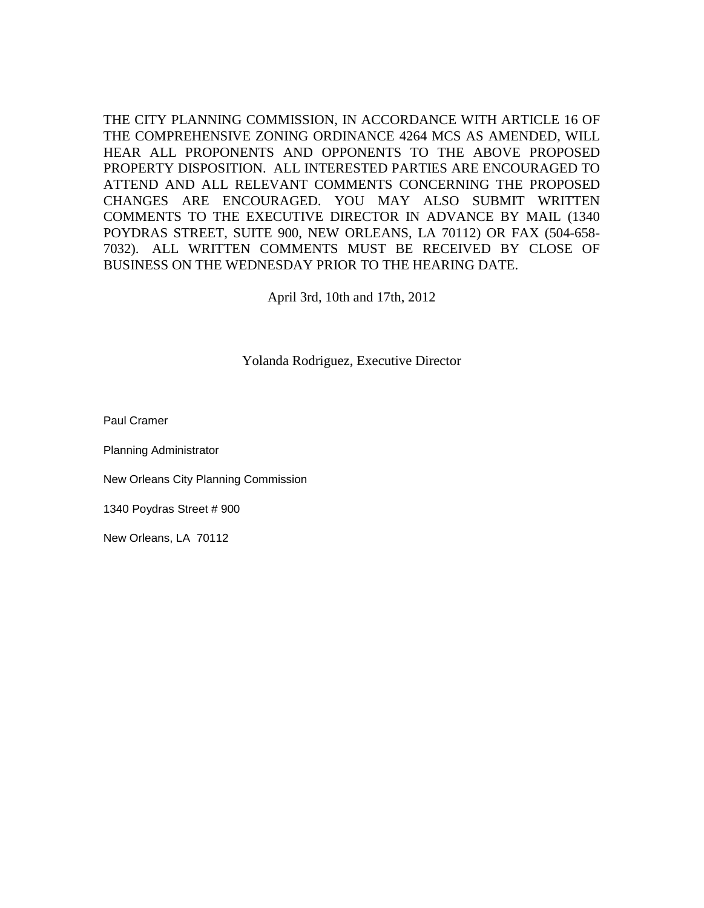THE CITY PLANNING COMMISSION, IN ACCORDANCE WITH ARTICLE 16 OF THE COMPREHENSIVE ZONING ORDINANCE 4264 MCS AS AMENDED, WILL HEAR ALL PROPONENTS AND OPPONENTS TO THE ABOVE PROPOSED PROPERTY DISPOSITION. ALL INTERESTED PARTIES ARE ENCOURAGED TO ATTEND AND ALL RELEVANT COMMENTS CONCERNING THE PROPOSED CHANGES ARE ENCOURAGED. YOU MAY ALSO SUBMIT WRITTEN COMMENTS TO THE EXECUTIVE DIRECTOR IN ADVANCE BY MAIL (1340 POYDRAS STREET, SUITE 900, NEW ORLEANS, LA 70112) OR FAX (504-658-7032). ALL WRITTEN COMMENTS MUST BE RECEIVED BY CLOSE OF BUSINESS ON THE WEDNESDAY PRIOR TO THE HEARING DATE.

April 3rd, 10th and 17th, 2012

Yolanda Rodriguez, Executive Director

Paul Cramer

Planning Administrator

New Orleans City Planning Commission

1340 Poydras Street # 900

New Orleans, LA 70112